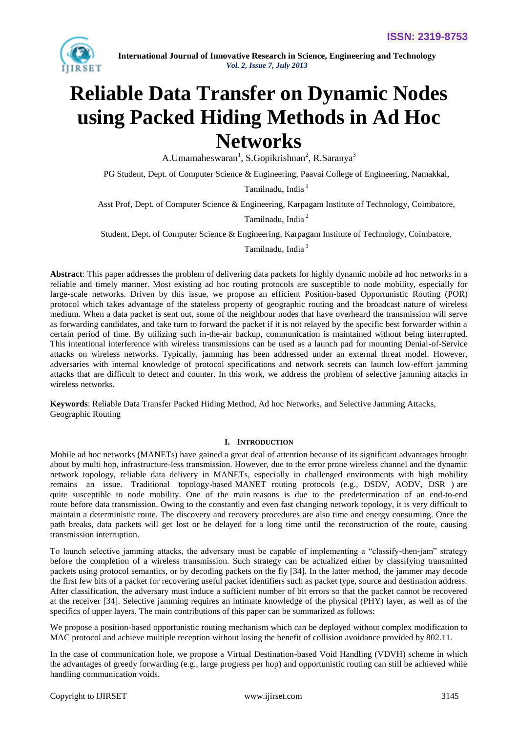# Reliable Data Transfer on Dynamic Nodes using Packed Hiding Methods in Ad Hoc Networks

A.Umamaheswaran[1], S.Gopikrishnan[2], R.Saranya[3]

PG Student, Dept. of Computer Science & Engineering, Paavai College of Engineering, Namakkal, Tamilnadu, India [1]

Asst Prof, Dept. of Computer Science & Engineering, Karpagam Institute of Technology, Coimbatore, Tamilnadu, India [2]

Student, Dept. of Computer Science & Engineering, Karpagam Institute of Technology, Coimbatore, Tamilnadu, India [3]

**Abstract**: This paper addresses the problem of delivering data packets for highly dynamic mobile ad hoc networks in a reliable and timely manner. Most existing ad hoc routing protocols are susceptible to node mobility, especially for large-scale networks. Driven by this issue, we propose an efficient Position-based Opportunistic Routing (POR) protocol which takes advantage of the stateless property of geographic routing and the broadcast nature of wireless medium. When a data packet is sent out, some of the neighbour nodes that have overheard the transmission will serve as forwarding candidates, and take turn to forward the packet if it is not relayed by the specific best forwarder within a certain period of time. By utilizing such in-the-air backup, communication is maintained without being interrupted. This intentional interference with wireless transmissions can be used as a launch pad for mounting Denial-of-Service attacks on wireless networks. Typically, jamming has been addressed under an external threat model. However, adversaries with internal knowledge of protocol specifications and network secrets can launch low-effort jamming attacks that are difficult to detect and counter. In this work, we address the problem of selective jamming attacks in wireless networks.

**Keywords**: Reliable Data Transfer Packed Hiding Method, Ad hoc Networks, and Selective Jamming Attacks, Geographic Routing

## I. Introduction

Mobile ad hoc networks (MANETs) have gained a great deal of attention because of its significant advantages brought about by multi hop, infrastructure-less transmission. However, due to the error prone wireless channel and the dynamic network topology, reliable data delivery in MANETs, especially in challenged environments with high mobility remains an issue. Traditional topology-based MANET routing protocols (e.g., DSDV, AODV, DSR ) are quite susceptible to node mobility. One of the main reasons is due to the predetermination of an end-to-end route before data transmission. Owing to the constantly and even fast changing network topology, it is very difficult to maintain a deterministic route. The discovery and recovery procedures are also time and energy consuming. Once the path breaks, data packets will get lost or be delayed for a long time until the reconstruction of the route, causing transmission interruption.

To launch selective jamming attacks, the adversary must be capable of implementing a "classify-then-jam" strategy before the completion of a wireless transmission. Such strategy can be actualized either by classifying transmitted packets using protocol semantics, or by decoding packets on the fly [34]. In the latter method, the jammer may decode the first few bits of a packet for recovering useful packet identifiers such as packet type, source and destination address. After classification, the adversary must induce a sufficient number of bit errors so that the packet cannot be recovered at the receiver [34]. Selective jamming requires an intimate knowledge of the physical (PHY) layer, as well as of the specifics of upper layers. The main contributions of this paper can be summarized as follows:

We propose a position-based opportunistic routing mechanism which can be deployed without complex modification to MAC protocol and achieve multiple reception without losing the benefit of collision avoidance provided by 802.11.

In the case of communication hole, we propose a Virtual Destination-based Void Handling (VDVH) scheme in which the advantages of greedy forwarding (e.g., large progress per hop) and opportunistic routing can still be achieved while handling communication voids.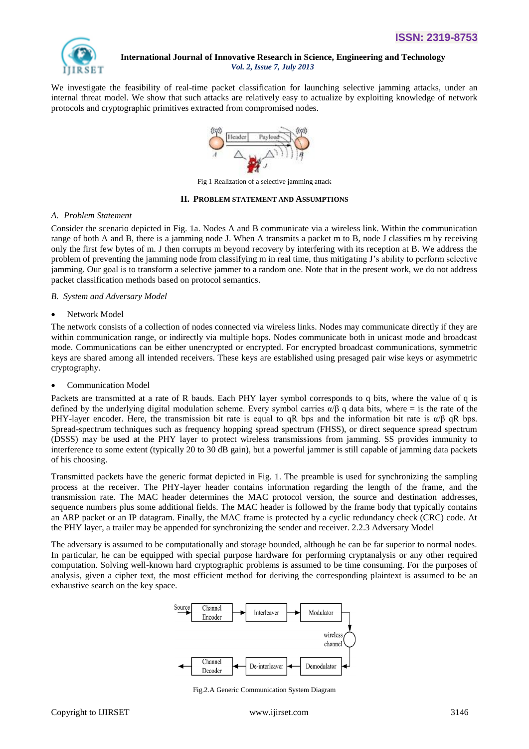We investigate the feasibility of real-time packet classification for launching selective jamming attacks, under an internal threat model. We show that such attacks are relatively easy to actualize by exploiting knowledge of network protocols and cryptographic primitives extracted from compromised nodes.

Fig 1 Realization of a selective jamming attack

## II. Problem Statement and Assumptions

### A. Problem Statement

Consider the scenario depicted in Fig. 1a. Nodes A and B communicate via a wireless link. Within the communication range of both A and B, there is a jamming node J. When A transmits a packet m to B, node J classifies m by receiving only the first few bytes of m. J then corrupts m beyond recovery by interfering with its reception at B. We address the problem of preventing the jamming node from classifying m in real time, thus mitigating J's ability to perform selective jamming. Our goal is to transform a selective jammer to a random one. Note that in the present work, we do not address packet classification methods based on protocol semantics.

### B. System and Adversary Model

- Network Model

The network consists of a collection of nodes connected via wireless links. Nodes may communicate directly if they are within communication range, or indirectly via multiple hops. Nodes communicate both in unicast mode and broadcast mode. Communications can be either unencrypted or encrypted. For encrypted broadcast communications, symmetric keys are shared among all intended receivers. These keys are established using presaged pair wise keys or asymmetric cryptography.

- Communication Model

Packets are transmitted at a rate of R bauds. Each PHY layer symbol corresponds to q bits, where the value of q is defined by the underlying digital modulation scheme. Every symbol carries $\alpha/\beta$ q data bits, where = is the rate of the PHY-layer encoder. Here, the transmission bit rate is equal to qR bps and the information bit rate is $\alpha/\beta$ qR bps. Spread-spectrum techniques such as frequency hopping spread spectrum (FHSS), or direct sequence spread spectrum (DSSS) may be used at the PHY layer to protect wireless transmissions from jamming. SS provides immunity to interference to some extent (typically 20 to 30 dB gain), but a powerful jammer is still capable of jamming data packets of his choosing.

Transmitted packets have the generic format depicted in Fig. 1. The preamble is used for synchronizing the sampling process at the receiver. The PHY-layer header contains information regarding the length of the frame, and the transmission rate. The MAC header determines the MAC protocol version, the source and destination addresses, sequence numbers plus some additional fields. The MAC header is followed by the frame body that typically contains an ARP packet or an IP datagram. Finally, the MAC frame is protected by a cyclic redundancy check (CRC) code. At the PHY layer, a trailer may be appended for synchronizing the sender and receiver. 2.2.3 Adversary Model

The adversary is assumed to be computationally and storage bounded, although he can be far superior to normal nodes. In particular, he can be equipped with special purpose hardware for performing cryptanalysis or any other required computation. Solving well-known hard cryptographic problems is assumed to be time consuming. For the purposes of analysis, given a cipher text, the most efficient method for deriving the corresponding plaintext is assumed to be an exhaustive search on the key space.

Fig.2.A Generic Communication System Diagram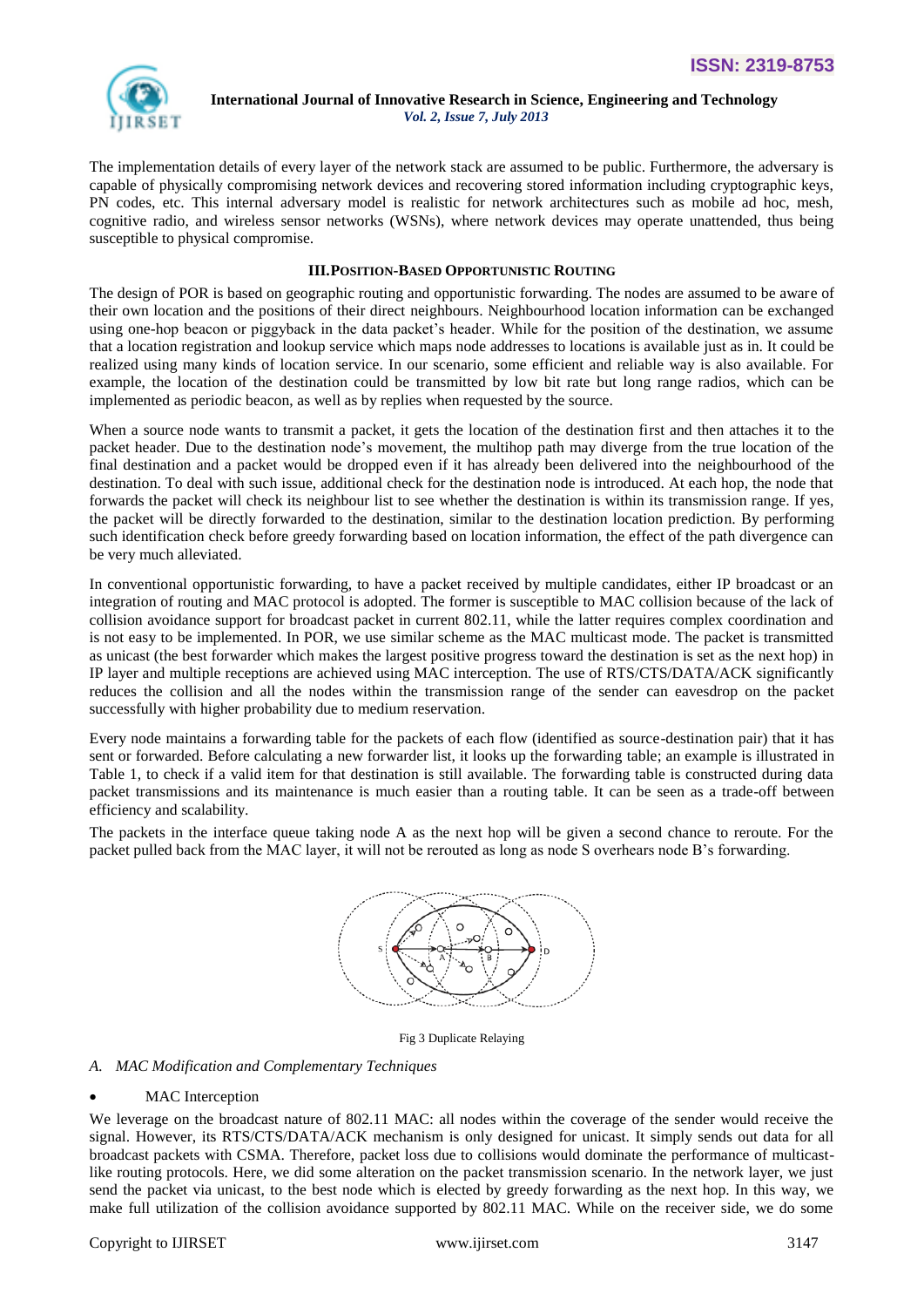The implementation details of every layer of the network stack are assumed to be public. Furthermore, the adversary is capable of physically compromising network devices and recovering stored information including cryptographic keys, PN codes, etc. This internal adversary model is realistic for network architectures such as mobile ad hoc, mesh, cognitive radio, and wireless sensor networks (WSNs), where network devices may operate unattended, thus being susceptible to physical compromise.

## III. POSITION-BASED OPPORTUNISTIC ROUTING

The design of POR is based on geographic routing and opportunistic forwarding. The nodes are assumed to be aware of their own location and the positions of their direct neighbours. Neighbourhood location information can be exchanged using one-hop beacon or piggyback in the data packet's header. While for the position of the destination, we assume that a location registration and lookup service which maps node addresses to locations is available just as in. It could be realized using many kinds of location service. In our scenario, some efficient and reliable way is also available. For example, the location of the destination could be transmitted by low bit rate but long range radios, which can be implemented as periodic beacon, as well as by replies when requested by the source.

When a source node wants to transmit a packet, it gets the location of the destination first and then attaches it to the packet header. Due to the destination node's movement, the multihop path may diverge from the true location of the final destination and a packet would be dropped even if it has already been delivered into the neighbourhood of the destination. To deal with such issue, additional check for the destination node is introduced. At each hop, the node that forwards the packet will check its neighbour list to see whether the destination is within its transmission range. If yes, the packet will be directly forwarded to the destination, similar to the destination location prediction. By performing such identification check before greedy forwarding based on location information, the effect of the path divergence can be very much alleviated.

In conventional opportunistic forwarding, to have a packet received by multiple candidates, either IP broadcast or an integration of routing and MAC protocol is adopted. The former is susceptible to MAC collision because of the lack of collision avoidance support for broadcast packet in current 802.11, while the latter requires complex coordination and is not easy to be implemented. In POR, we use similar scheme as the MAC multicast mode. The packet is transmitted as unicast (the best forwarder which makes the largest positive progress toward the destination is set as the next hop) in IP layer and multiple receptions are achieved using MAC interception. The use of RTS/CTS/DATA/ACK significantly reduces the collision and all the nodes within the transmission range of the sender can eavesdrop on the packet successfully with higher probability due to medium reservation.

Every node maintains a forwarding table for the packets of each flow (identified as source-destination pair) that it has sent or forwarded. Before calculating a new forwarder list, it looks up the forwarding table; an example is illustrated in Table 1, to check if a valid item for that destination is still available. The forwarding table is constructed during data packet transmissions and its maintenance is much easier than a routing table. It can be seen as a trade-off between efficiency and scalability.

The packets in the interface queue taking node A as the next hop will be given a second chance to reroute. For the packet pulled back from the MAC layer, it will not be rerouted as long as node S overhears node B's forwarding.

Fig 3 Duplicate Relaying

### A. MAC Modification and Complementary Techniques

- MAC Interception

We leverage on the broadcast nature of 802.11 MAC: all nodes within the coverage of the sender would receive the signal. However, its RTS/CTS/DATA/ACK mechanism is only designed for unicast. It simply sends out data for all broadcast packets with CSMA. Therefore, packet loss due to collisions would dominate the performance of multicast-like routing protocols. Here, we did some alteration on the packet transmission scenario. In the network layer, we just send the packet via unicast, to the best node which is elected by greedy forwarding as the next hop. In this way, we make full utilization of the collision avoidance supported by 802.11 MAC. While on the receiver side, we do some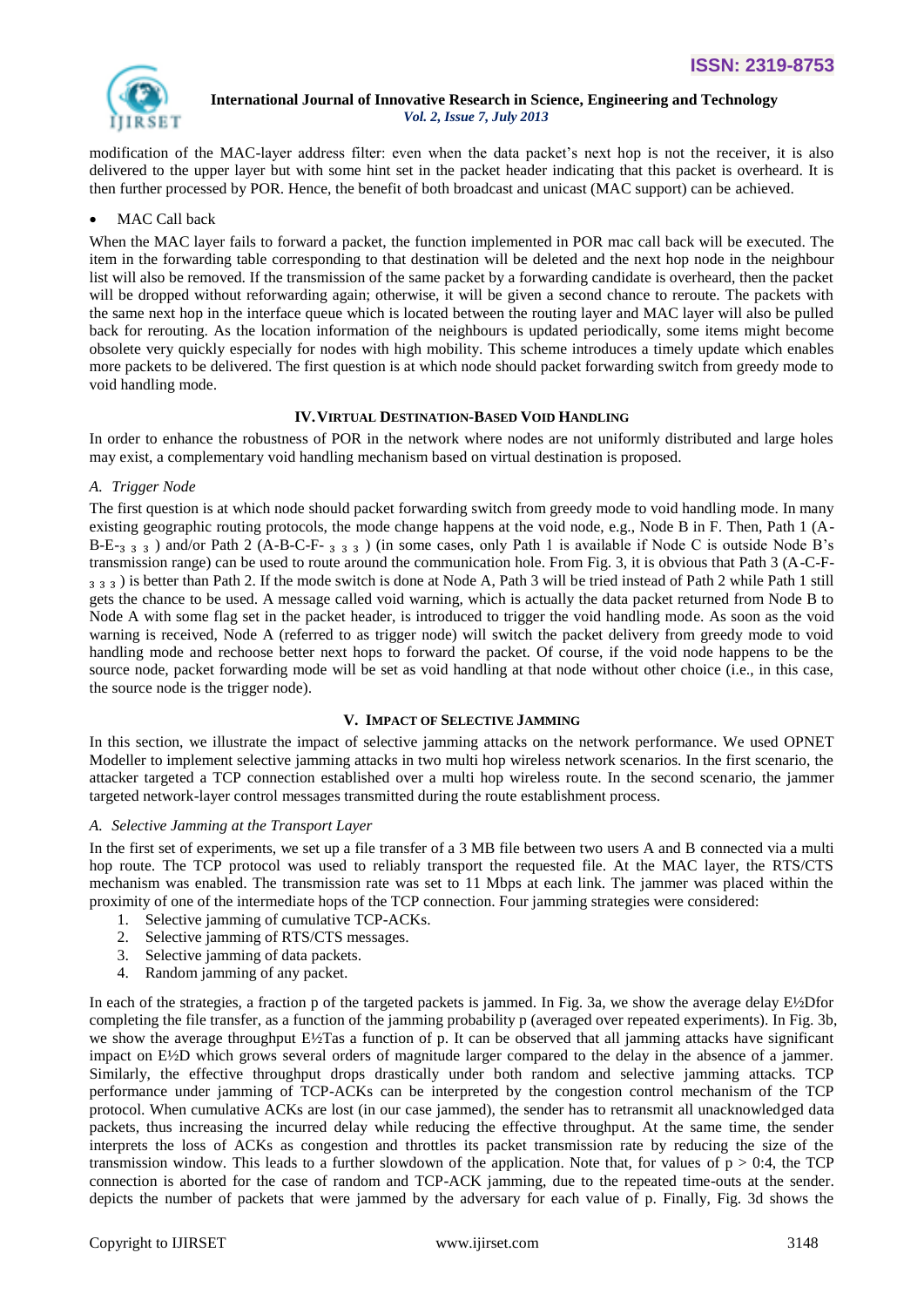modification of the MAC-layer address filter: even when the data packet's next hop is not the receiver, it is also delivered to the upper layer but with some hint set in the packet header indicating that this packet is overheard. It is then further processed by POR. Hence, the benefit of both broadcast and unicast (MAC support) can be achieved.

- MAC Call back

When the MAC layer fails to forward a packet, the function implemented in POR mac call back will be executed. The item in the forwarding table corresponding to that destination will be deleted and the next hop node in the neighbour list will also be removed. If the transmission of the same packet by a forwarding candidate is overheard, then the packet will be dropped without reforwarding again; otherwise, it will be given a second chance to reroute. The packets with the same next hop in the interface queue which is located between the routing layer and MAC layer will also be pulled back for rerouting. As the location information of the neighbours is updated periodically, some items might become obsolete very quickly especially for nodes with high mobility. This scheme introduces a timely update which enables more packets to be delivered. The first question is at which node should packet forwarding switch from greedy mode to void handling mode.

## IV. Virtual Destination-Based Void Handling

In order to enhance the robustness of POR in the network where nodes are not uniformly distributed and large holes may exist, a complementary void handling mechanism based on virtual destination is proposed.

### A. Trigger Node

The first question is at which node should packet forwarding switch from greedy mode to void handling mode. In many existing geographic routing protocols, the mode change happens at the void node, e.g., Node B in F. Then, Path 1 (A-B-E-$_{3\ 3\ 3}$ ) and/or Path 2 (A-B-C-F- $_{3\ 3\ 3}$ ) (in some cases, only Path 1 is available if Node C is outside Node B's transmission range) can be used to route around the communication hole. From Fig. 3, it is obvious that Path 3 (A-C-F- $_{3\ 3\ 3}$ ) is better than Path 2. If the mode switch is done at Node A, Path 3 will be tried instead of Path 2 while Path 1 still gets the chance to be used. A message called void warning, which is actually the data packet returned from Node B to Node A with some flag set in the packet header, is introduced to trigger the void handling mode. As soon as the void warning is received, Node A (referred to as trigger node) will switch the packet delivery from greedy mode to void handling mode and rechoose better next hops to forward the packet. Of course, if the void node happens to be the source node, packet forwarding mode will be set as void handling at that node without other choice (i.e., in this case, the source node is the trigger node).

## V. Impact of Selective Jamming

In this section, we illustrate the impact of selective jamming attacks on the network performance. We used OPNET Modeller to implement selective jamming attacks in two multi hop wireless network scenarios. In the first scenario, the attacker targeted a TCP connection established over a multi hop wireless route. In the second scenario, the jammer targeted network-layer control messages transmitted during the route establishment process.

### A. Selective Jamming at the Transport Layer

In the first set of experiments, we set up a file transfer of a 3 MB file between two users A and B connected via a multi hop route. The TCP protocol was used to reliably transport the requested file. At the MAC layer, the RTS/CTS mechanism was enabled. The transmission rate was set to 11 Mbps at each link. The jammer was placed within the proximity of one of the intermediate hops of the TCP connection. Four jamming strategies were considered:

1. Selective jamming of cumulative TCP-ACKs.
2. Selective jamming of RTS/CTS messages.
3. Selective jamming of data packets.
4. Random jamming of any packet.

In each of the strategies, a fraction p of the targeted packets is jammed. In Fig. 3a, we show the average delay E½Dfor completing the file transfer, as a function of the jamming probability p (averaged over repeated experiments). In Fig. 3b, we show the average throughput E½Tas a function of p. It can be observed that all jamming attacks have significant impact on E½D which grows several orders of magnitude larger compared to the delay in the absence of a jammer. Similarly, the effective throughput drops drastically under both random and selective jamming attacks. TCP performance under jamming of TCP-ACKs can be interpreted by the congestion control mechanism of the TCP protocol. When cumulative ACKs are lost (in our case jammed), the sender has to retransmit all unacknowledged data packets, thus increasing the incurred delay while reducing the effective throughput. At the same time, the sender interprets the loss of ACKs as congestion and throttles its packet transmission rate by reducing the size of the transmission window. This leads to a further slowdown of the application. Note that, for values of $p > 0{:}4$, the TCP connection is aborted for the case of random and TCP-ACK jamming, due to the repeated time-outs at the sender. depicts the number of packets that were jammed by the adversary for each value of p. Finally, Fig. 3d shows the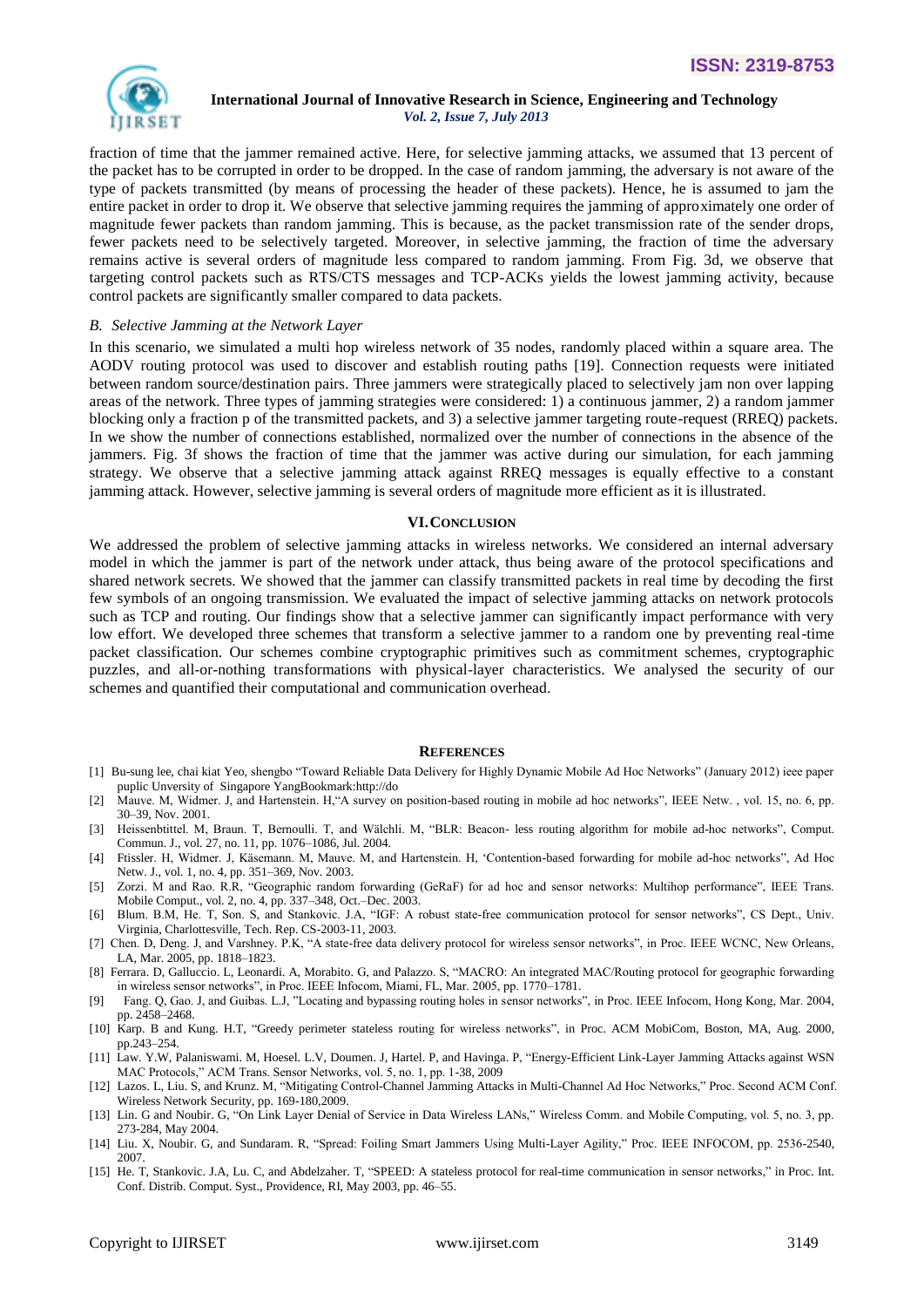fraction of time that the jammer remained active. Here, for selective jamming attacks, we assumed that 13 percent of the packet has to be corrupted in order to be dropped. In the case of random jamming, the adversary is not aware of the type of packets transmitted (by means of processing the header of these packets). Hence, he is assumed to jam the entire packet in order to drop it. We observe that selective jamming requires the jamming of approximately one order of magnitude fewer packets than random jamming. This is because, as the packet transmission rate of the sender drops, fewer packets need to be selectively targeted. Moreover, in selective jamming, the fraction of time the adversary remains active is several orders of magnitude less compared to random jamming. From Fig. 3d, we observe that targeting control packets such as RTS/CTS messages and TCP-ACKs yields the lowest jamming activity, because control packets are significantly smaller compared to data packets.

### *B. Selective Jamming at the Network Layer*

In this scenario, we simulated a multi hop wireless network of 35 nodes, randomly placed within a square area. The AODV routing protocol was used to discover and establish routing paths [19]. Connection requests were initiated between random source/destination pairs. Three jammers were strategically placed to selectively jam non over lapping areas of the network. Three types of jamming strategies were considered: 1) a continuous jammer, 2) a random jammer blocking only a fraction p of the transmitted packets, and 3) a selective jammer targeting route-request (RREQ) packets. In we show the number of connections established, normalized over the number of connections in the absence of the jammers. Fig. 3f shows the fraction of time that the jammer was active during our simulation, for each jamming strategy. We observe that a selective jamming attack against RREQ messages is equally effective to a constant jamming attack. However, selective jamming is several orders of magnitude more efficient as it is illustrated.

## VI. Conclusion

We addressed the problem of selective jamming attacks in wireless networks. We considered an internal adversary model in which the jammer is part of the network under attack, thus being aware of the protocol specifications and shared network secrets. We showed that the jammer can classify transmitted packets in real time by decoding the first few symbols of an ongoing transmission. We evaluated the impact of selective jamming attacks on network protocols such as TCP and routing. Our findings show that a selective jammer can significantly impact performance with very low effort. We developed three schemes that transform a selective jammer to a random one by preventing real-time packet classification. Our schemes combine cryptographic primitives such as commitment schemes, cryptographic puzzles, and all-or-nothing transformations with physical-layer characteristics. We analysed the security of our schemes and quantified their computational and communication overhead.

## References

[1] Bu-sung lee, chai kiat Yeo, shengbo "Toward Reliable Data Delivery for Highly Dynamic Mobile Ad Hoc Networks" (January 2012) ieee paper puplic Unversity of Singapore YangBookmark:http://do

[2] Mauve. M, Widmer. J, and Hartenstein. H,"A survey on position-based routing in mobile ad hoc networks", IEEE Netw. , vol. 15, no. 6, pp. 30–39, Nov. 2001.

[3] Heissenbtittel. M, Braun. T, Bernoulli. T, and Wälchli. M, "BLR: Beacon- less routing algorithm for mobile ad-hoc networks", Comput. Commun. J., vol. 27, no. 11, pp. 1076–1086, Jul. 2004.

[4] Ftissler. H, Widmer. J, Käsemann. M, Mauve. M, and Hartenstein. H, 'Contention-based forwarding for mobile ad-hoc networks", Ad Hoc Netw. J., vol. 1, no. 4, pp. 351–369, Nov. 2003.

[5] Zorzi. M and Rao. R.R, "Geographic random forwarding (GeRaF) for ad hoc and sensor networks: Multihop performance", IEEE Trans. Mobile Comput., vol. 2, no. 4, pp. 337–348, Oct.–Dec. 2003.

[6] Blum. B.M, He. T, Son. S, and Stankovic. J.A, "IGF: A robust state-free communication protocol for sensor networks", CS Dept., Univ. Virginia, Charlottesville, Tech. Rep. CS-2003-11, 2003.

[7] Chen. D, Deng. J, and Varshney. P.K, "A state-free data delivery protocol for wireless sensor networks", in Proc. IEEE WCNC, New Orleans, LA, Mar. 2005, pp. 1818–1823.

[8] Ferrara. D, Galluccio. L, Leonardi. A, Morabito. G, and Palazzo. S, "MACRO: An integrated MAC/Routing protocol for geographic forwarding in wireless sensor networks", in Proc. IEEE Infocom, Miami, FL, Mar. 2005, pp. 1770–1781.

[9] Fang. Q, Gao. J, and Guibas. L.J, "Locating and bypassing routing holes in sensor networks", in Proc. IEEE Infocom, Hong Kong, Mar. 2004, pp. 2458–2468.

[10] Karp. B and Kung. H.T, "Greedy perimeter stateless routing for wireless networks", in Proc. ACM MobiCom, Boston, MA, Aug. 2000, pp.243–254.

[11] Law. Y.W, Palaniswami. M, Hoesel. L.V, Doumen. J, Hartel. P, and Havinga. P, "Energy-Efficient Link-Layer Jamming Attacks against WSN MAC Protocols," ACM Trans. Sensor Networks, vol. 5, no. 1, pp. 1-38, 2009

[12] Lazos. L, Liu. S, and Krunz. M, "Mitigating Control-Channel Jamming Attacks in Multi-Channel Ad Hoc Networks," Proc. Second ACM Conf. Wireless Network Security, pp. 169-180,2009.

[13] Lin. G and Noubir. G, "On Link Layer Denial of Service in Data Wireless LANs," Wireless Comm. and Mobile Computing, vol. 5, no. 3, pp. 273-284, May 2004.

[14] Liu. X, Noubir. G, and Sundaram. R, "Spread: Foiling Smart Jammers Using Multi-Layer Agility," Proc. IEEE INFOCOM, pp. 2536-2540, 2007.

[15] He. T, Stankovic. J.A, Lu. C, and Abdelzaher. T, "SPEED: A stateless protocol for real-time communication in sensor networks," in Proc. Int. Conf. Distrib. Comput. Syst., Providence, RI, May 2003, pp. 46–55.